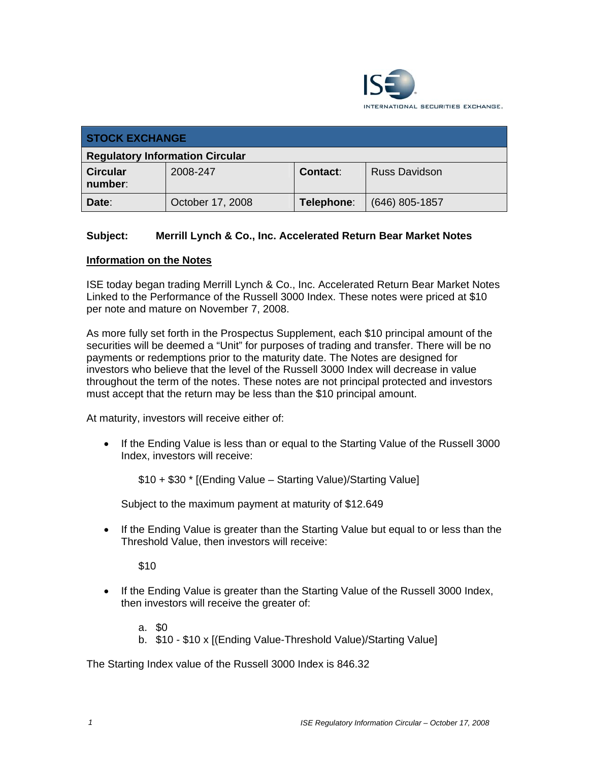| STOCK EXCHANGE | | | |
|---|---|---|---|
| **Regulatory Information Circular** | | | |
| **Circular number**: | 2008-247 | **Contact**: | Russ Davidson |
| **Date**: | October 17, 2008 | **Telephone**: | (646) 805-1857 |

**Subject: Merrill Lynch & Co., Inc. Accelerated Return Bear Market Notes**

## Information on the Notes

ISE today began trading Merrill Lynch & Co., Inc. Accelerated Return Bear Market Notes Linked to the Performance of the Russell 3000 Index. These notes were priced at $10 per note and mature on November 7, 2008.

As more fully set forth in the Prospectus Supplement, each $10 principal amount of the securities will be deemed a "Unit" for purposes of trading and transfer. There will be no payments or redemptions prior to the maturity date. The Notes are designed for investors who believe that the level of the Russell 3000 Index will decrease in value throughout the term of the notes. These notes are not principal protected and investors must accept that the return may be less than the $10 principal amount.

At maturity, investors will receive either of:

- If the Ending Value is less than or equal to the Starting Value of the Russell 3000 Index, investors will receive:

  $10 + $30 * [(Ending Value – Starting Value)/Starting Value]

  Subject to the maximum payment at maturity of $12.649

- If the Ending Value is greater than the Starting Value but equal to or less than the Threshold Value, then investors will receive:

  $10

- If the Ending Value is greater than the Starting Value of the Russell 3000 Index, then investors will receive the greater of:

  a. $0
  b. $10 - $10 x [(Ending Value-Threshold Value)/Starting Value]

The Starting Index value of the Russell 3000 Index is 846.32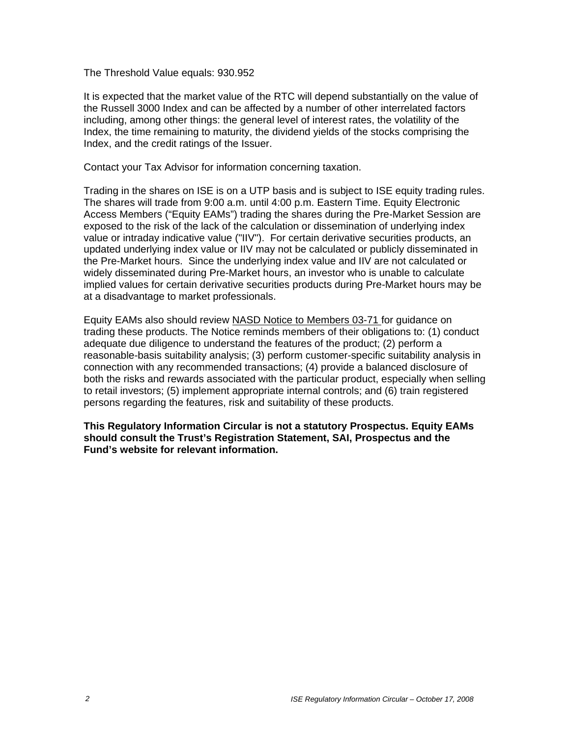The Threshold Value equals: 930.952

It is expected that the market value of the RTC will depend substantially on the value of the Russell 3000 Index and can be affected by a number of other interrelated factors including, among other things: the general level of interest rates, the volatility of the Index, the time remaining to maturity, the dividend yields of the stocks comprising the Index, and the credit ratings of the Issuer.

Contact your Tax Advisor for information concerning taxation.

Trading in the shares on ISE is on a UTP basis and is subject to ISE equity trading rules. The shares will trade from 9:00 a.m. until 4:00 p.m. Eastern Time. Equity Electronic Access Members ("Equity EAMs") trading the shares during the Pre-Market Session are exposed to the risk of the lack of the calculation or dissemination of underlying index value or intraday indicative value ("IIV"). For certain derivative securities products, an updated underlying index value or IIV may not be calculated or publicly disseminated in the Pre-Market hours. Since the underlying index value and IIV are not calculated or widely disseminated during Pre-Market hours, an investor who is unable to calculate implied values for certain derivative securities products during Pre-Market hours may be at a disadvantage to market professionals.

Equity EAMs also should review NASD Notice to Members 03-71 for guidance on trading these products. The Notice reminds members of their obligations to: (1) conduct adequate due diligence to understand the features of the product; (2) perform a reasonable-basis suitability analysis; (3) perform customer-specific suitability analysis in connection with any recommended transactions; (4) provide a balanced disclosure of both the risks and rewards associated with the particular product, especially when selling to retail investors; (5) implement appropriate internal controls; and (6) train registered persons regarding the features, risk and suitability of these products.

**This Regulatory Information Circular is not a statutory Prospectus. Equity EAMs should consult the Trust's Registration Statement, SAI, Prospectus and the Fund's website for relevant information.**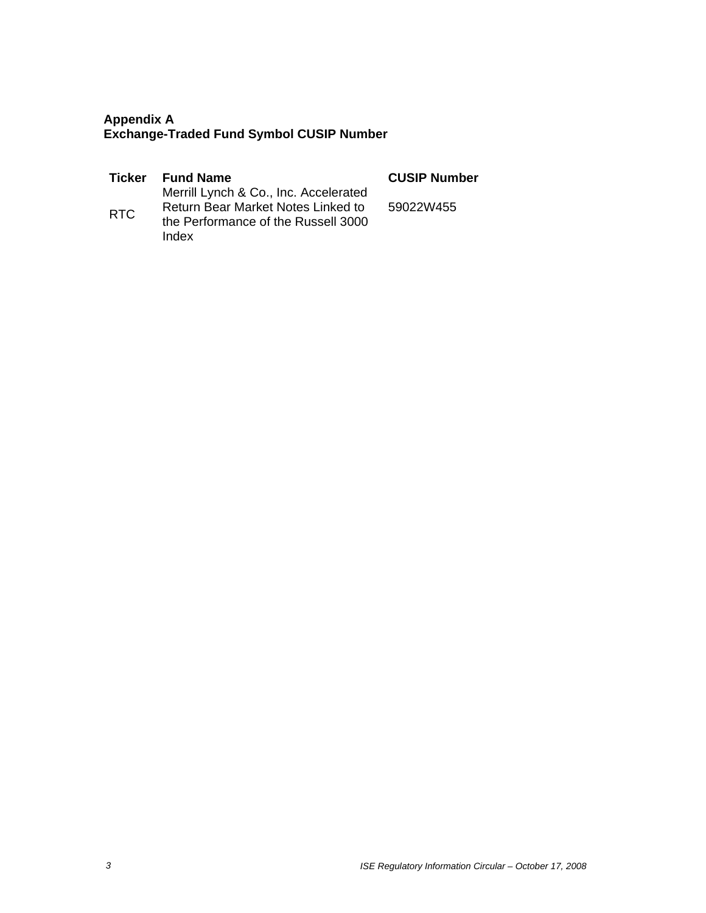**Appendix A**
**Exchange-Traded Fund Symbol CUSIP Number**

| Ticker | Fund Name | CUSIP Number |
|---|---|---|
| RTC | Merrill Lynch & Co., Inc. Accelerated Return Bear Market Notes Linked to the Performance of the Russell 3000 Index | 59022W455 |